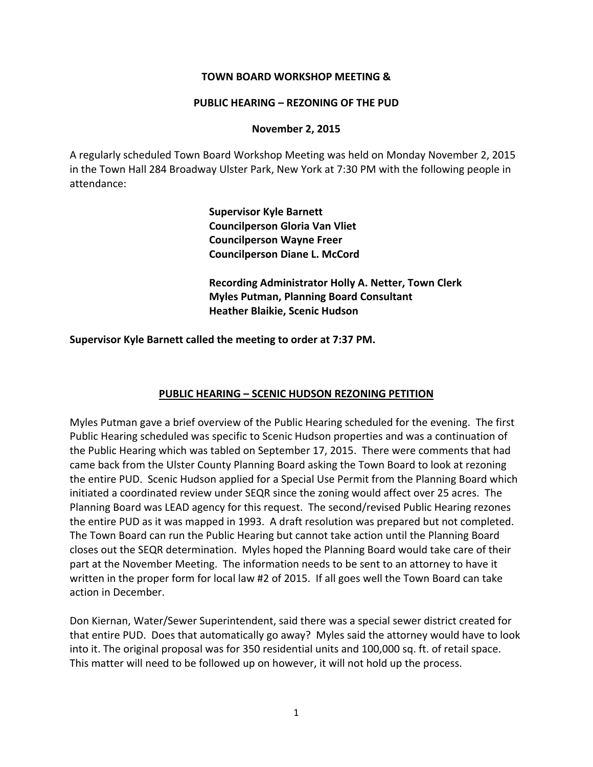**TOWN BOARD WORKSHOP MEETING &**

**PUBLIC HEARING – REZONING OF THE PUD**

**November 2, 2015**

A regularly scheduled Town Board Workshop Meeting was held on Monday November 2, 2015 in the Town Hall 284 Broadway Ulster Park, New York at 7:30 PM with the following people in attendance:

**Supervisor Kyle Barnett**
**Councilperson Gloria Van Vliet**
**Councilperson Wayne Freer**
**Councilperson Diane L. McCord**

**Recording Administrator Holly A. Netter, Town Clerk**
**Myles Putman, Planning Board Consultant**
**Heather Blaikie, Scenic Hudson**

**Supervisor Kyle Barnett called the meeting to order at 7:37 PM.**

**PUBLIC HEARING – SCENIC HUDSON REZONING PETITION**

Myles Putman gave a brief overview of the Public Hearing scheduled for the evening. The first Public Hearing scheduled was specific to Scenic Hudson properties and was a continuation of the Public Hearing which was tabled on September 17, 2015. There were comments that had came back from the Ulster County Planning Board asking the Town Board to look at rezoning the entire PUD. Scenic Hudson applied for a Special Use Permit from the Planning Board which initiated a coordinated review under SEQR since the zoning would affect over 25 acres. The Planning Board was LEAD agency for this request. The second/revised Public Hearing rezones the entire PUD as it was mapped in 1993. A draft resolution was prepared but not completed. The Town Board can run the Public Hearing but cannot take action until the Planning Board closes out the SEQR determination. Myles hoped the Planning Board would take care of their part at the November Meeting. The information needs to be sent to an attorney to have it written in the proper form for local law #2 of 2015. If all goes well the Town Board can take action in December.

Don Kiernan, Water/Sewer Superintendent, said there was a special sewer district created for that entire PUD. Does that automatically go away? Myles said the attorney would have to look into it. The original proposal was for 350 residential units and 100,000 sq. ft. of retail space. This matter will need to be followed up on however, it will not hold up the process.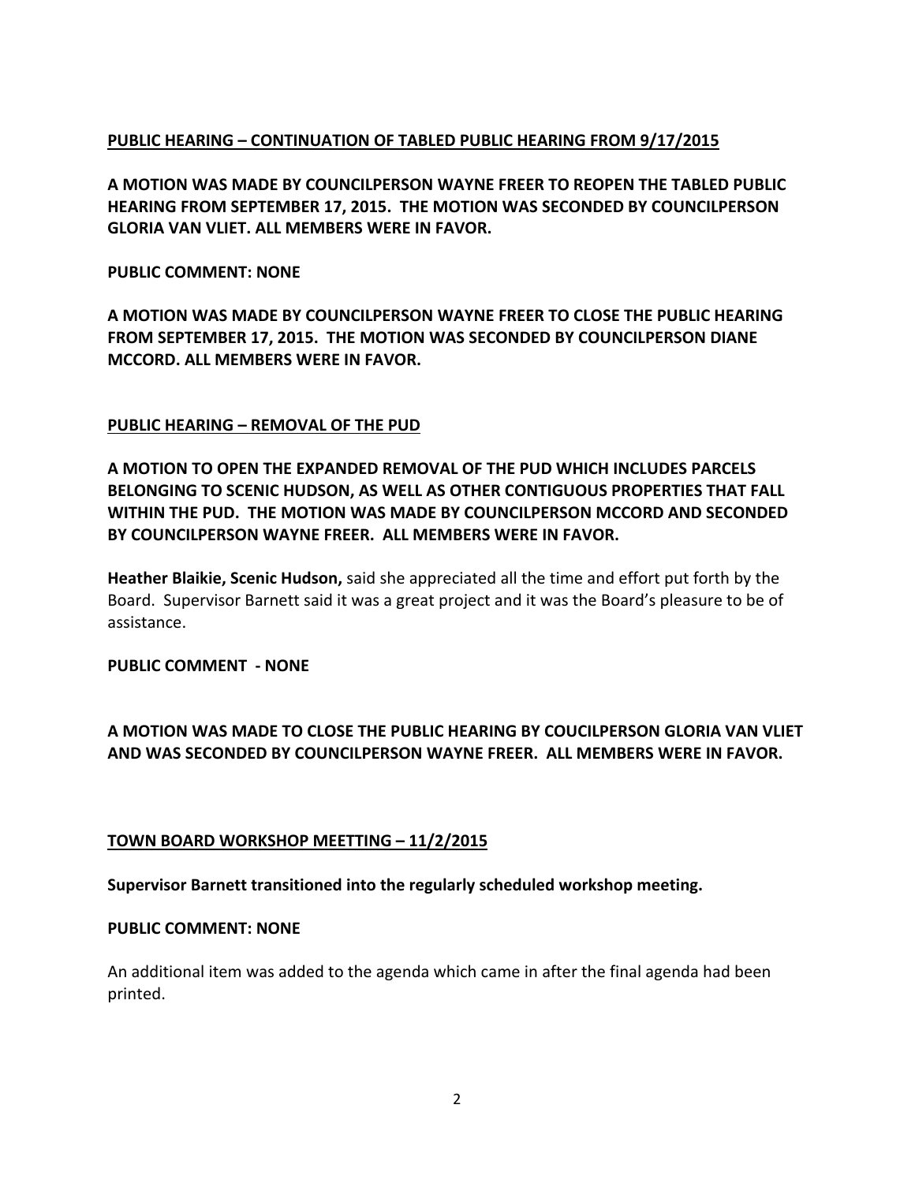**<u>PUBLIC HEARING – CONTINUATION OF TABLED PUBLIC HEARING FROM 9/17/2015</u>**

**A MOTION WAS MADE BY COUNCILPERSON WAYNE FREER TO REOPEN THE TABLED PUBLIC HEARING FROM SEPTEMBER 17, 2015. THE MOTION WAS SECONDED BY COUNCILPERSON GLORIA VAN VLIET. ALL MEMBERS WERE IN FAVOR.**

**PUBLIC COMMENT: NONE**

**A MOTION WAS MADE BY COUNCILPERSON WAYNE FREER TO CLOSE THE PUBLIC HEARING FROM SEPTEMBER 17, 2015. THE MOTION WAS SECONDED BY COUNCILPERSON DIANE MCCORD. ALL MEMBERS WERE IN FAVOR.**

**<u>PUBLIC HEARING – REMOVAL OF THE PUD</u>**

**A MOTION TO OPEN THE EXPANDED REMOVAL OF THE PUD WHICH INCLUDES PARCELS BELONGING TO SCENIC HUDSON, AS WELL AS OTHER CONTIGUOUS PROPERTIES THAT FALL WITHIN THE PUD. THE MOTION WAS MADE BY COUNCILPERSON MCCORD AND SECONDED BY COUNCILPERSON WAYNE FREER. ALL MEMBERS WERE IN FAVOR.**

**Heather Blaikie, Scenic Hudson,** said she appreciated all the time and effort put forth by the Board. Supervisor Barnett said it was a great project and it was the Board's pleasure to be of assistance.

**PUBLIC COMMENT - NONE**

**A MOTION WAS MADE TO CLOSE THE PUBLIC HEARING BY COUCILPERSON GLORIA VAN VLIET AND WAS SECONDED BY COUNCILPERSON WAYNE FREER. ALL MEMBERS WERE IN FAVOR.**

**<u>TOWN BOARD WORKSHOP MEETTING – 11/2/2015</u>**

**Supervisor Barnett transitioned into the regularly scheduled workshop meeting.**

**PUBLIC COMMENT: NONE**

An additional item was added to the agenda which came in after the final agenda had been printed.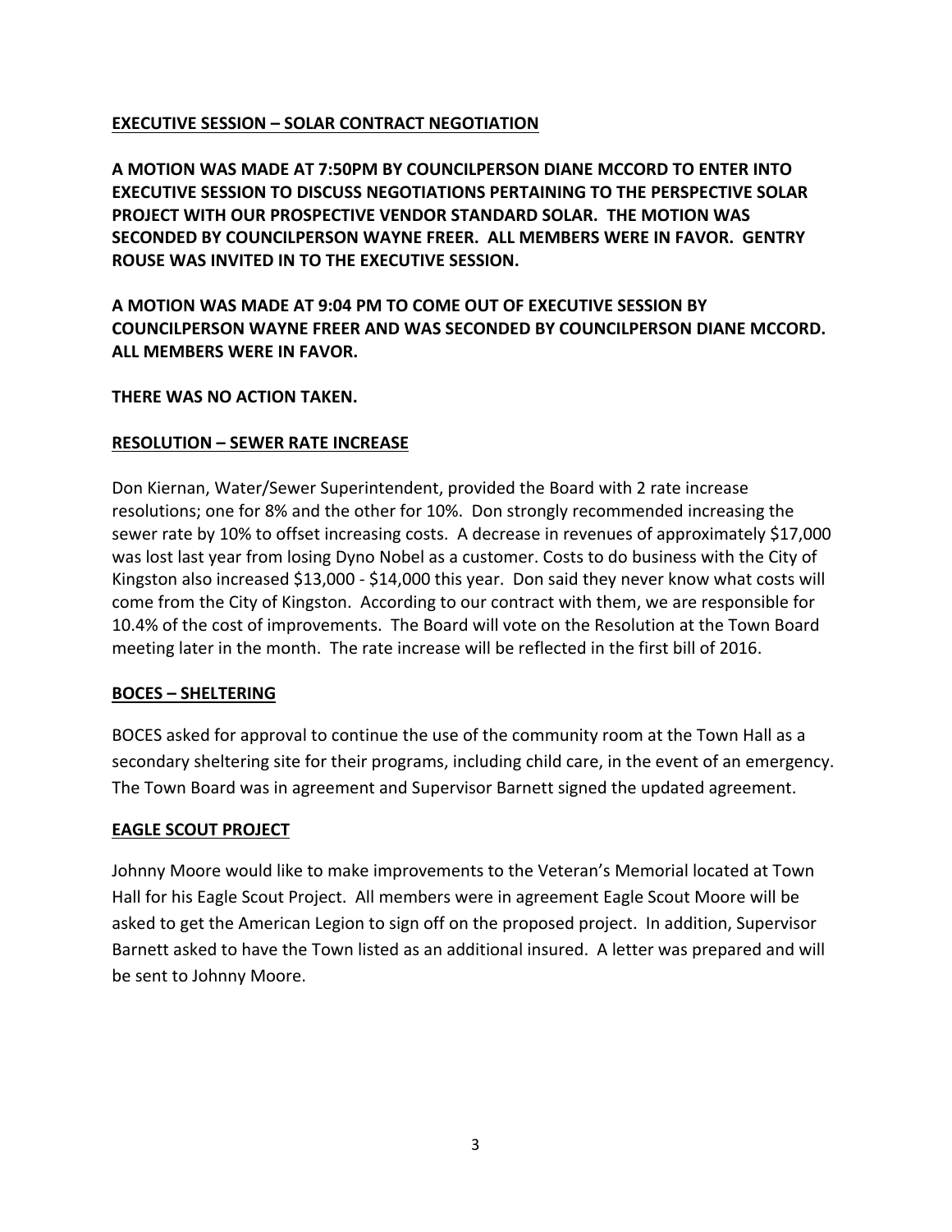## EXECUTIVE SESSION – SOLAR CONTRACT NEGOTIATION

**A MOTION WAS MADE AT 7:50PM BY COUNCILPERSON DIANE MCCORD TO ENTER INTO EXECUTIVE SESSION TO DISCUSS NEGOTIATIONS PERTAINING TO THE PERSPECTIVE SOLAR PROJECT WITH OUR PROSPECTIVE VENDOR STANDARD SOLAR. THE MOTION WAS SECONDED BY COUNCILPERSON WAYNE FREER. ALL MEMBERS WERE IN FAVOR. GENTRY ROUSE WAS INVITED IN TO THE EXECUTIVE SESSION.**

**A MOTION WAS MADE AT 9:04 PM TO COME OUT OF EXECUTIVE SESSION BY COUNCILPERSON WAYNE FREER AND WAS SECONDED BY COUNCILPERSON DIANE MCCORD. ALL MEMBERS WERE IN FAVOR.**

**THERE WAS NO ACTION TAKEN.**

## RESOLUTION – SEWER RATE INCREASE

Don Kiernan, Water/Sewer Superintendent, provided the Board with 2 rate increase resolutions; one for 8% and the other for 10%. Don strongly recommended increasing the sewer rate by 10% to offset increasing costs. A decrease in revenues of approximately $17,000 was lost last year from losing Dyno Nobel as a customer. Costs to do business with the City of Kingston also increased $13,000 - $14,000 this year. Don said they never know what costs will come from the City of Kingston. According to our contract with them, we are responsible for 10.4% of the cost of improvements. The Board will vote on the Resolution at the Town Board meeting later in the month. The rate increase will be reflected in the first bill of 2016.

## BOCES – SHELTERING

BOCES asked for approval to continue the use of the community room at the Town Hall as a secondary sheltering site for their programs, including child care, in the event of an emergency. The Town Board was in agreement and Supervisor Barnett signed the updated agreement.

## EAGLE SCOUT PROJECT

Johnny Moore would like to make improvements to the Veteran's Memorial located at Town Hall for his Eagle Scout Project. All members were in agreement Eagle Scout Moore will be asked to get the American Legion to sign off on the proposed project. In addition, Supervisor Barnett asked to have the Town listed as an additional insured. A letter was prepared and will be sent to Johnny Moore.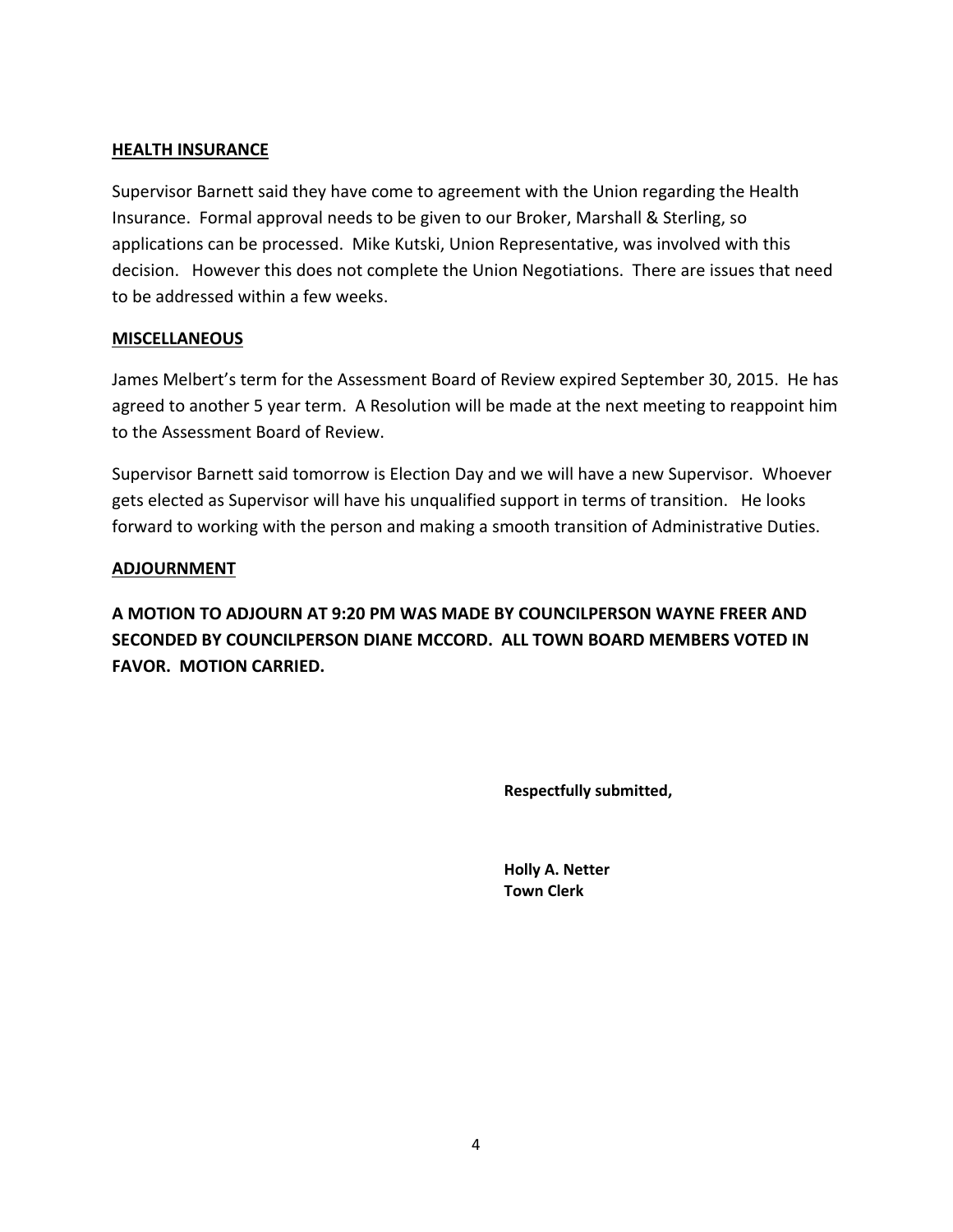**HEALTH INSURANCE**

Supervisor Barnett said they have come to agreement with the Union regarding the Health Insurance. Formal approval needs to be given to our Broker, Marshall & Sterling, so applications can be processed. Mike Kutski, Union Representative, was involved with this decision. However this does not complete the Union Negotiations. There are issues that need to be addressed within a few weeks.

**MISCELLANEOUS**

James Melbert's term for the Assessment Board of Review expired September 30, 2015. He has agreed to another 5 year term. A Resolution will be made at the next meeting to reappoint him to the Assessment Board of Review.

Supervisor Barnett said tomorrow is Election Day and we will have a new Supervisor. Whoever gets elected as Supervisor will have his unqualified support in terms of transition. He looks forward to working with the person and making a smooth transition of Administrative Duties.

**ADJOURNMENT**

**A MOTION TO ADJOURN AT 9:20 PM WAS MADE BY COUNCILPERSON WAYNE FREER AND SECONDED BY COUNCILPERSON DIANE MCCORD. ALL TOWN BOARD MEMBERS VOTED IN FAVOR. MOTION CARRIED.**

**Respectfully submitted,**

**Holly A. Netter**
**Town Clerk**